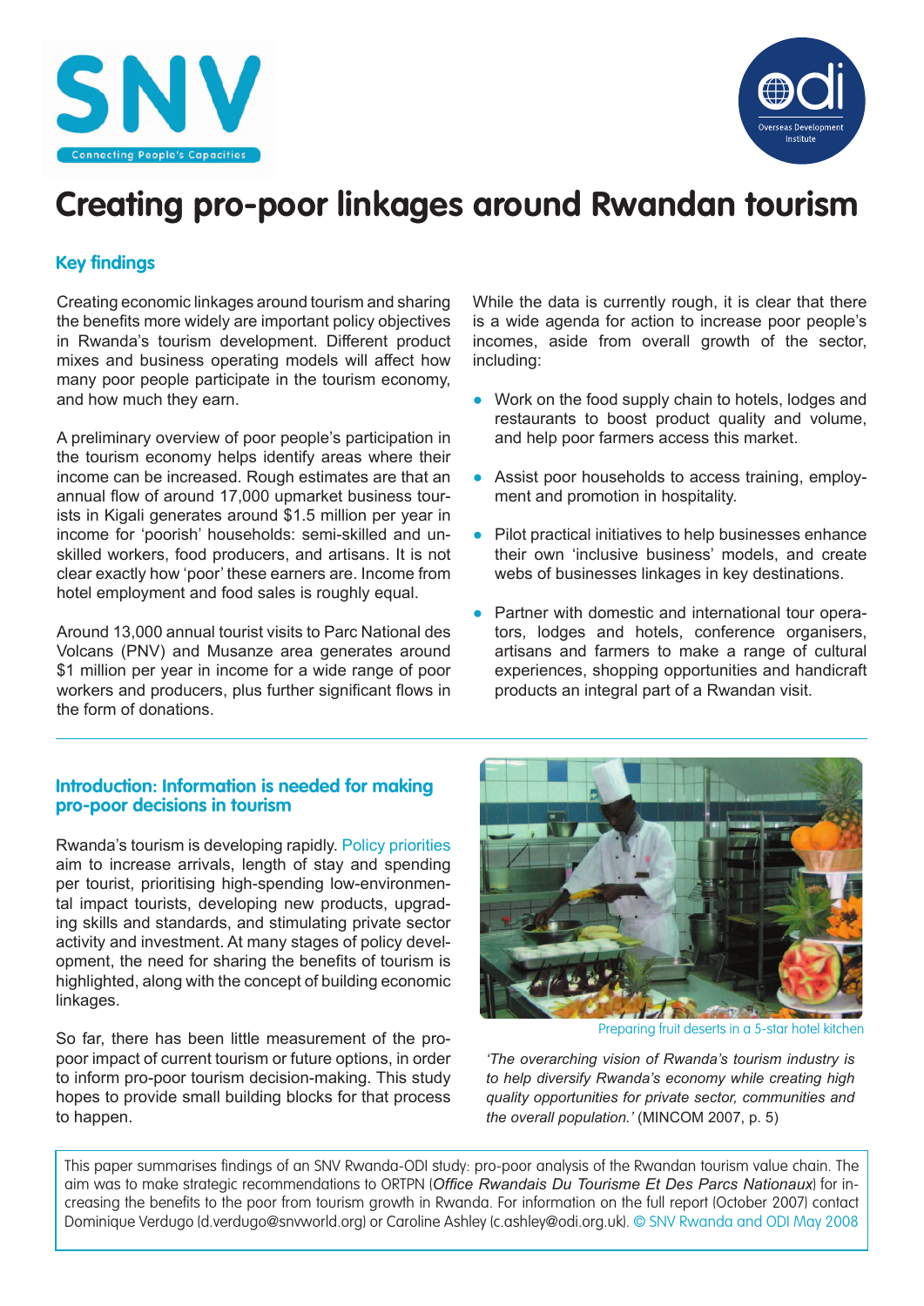# Creating pro-poor linkages around Rwandan tourism

## Key findings

Creating economic linkages around tourism and sharing the benefits more widely are important policy objectives in Rwanda's tourism development. Different product mixes and business operating models will affect how many poor people participate in the tourism economy, and how much they earn.

A preliminary overview of poor people's participation in the tourism economy helps identify areas where their income can be increased. Rough estimates are that an annual flow of around 17,000 upmarket business tourists in Kigali generates around $1.5 million per year in income for 'poorish' households: semi-skilled and unskilled workers, food producers, and artisans. It is not clear exactly how 'poor' these earners are. Income from hotel employment and food sales is roughly equal.

Around 13,000 annual tourist visits to Parc National des Volcans (PNV) and Musanze area generates around $1 million per year in income for a wide range of poor workers and producers, plus further significant flows in the form of donations.

While the data is currently rough, it is clear that there is a wide agenda for action to increase poor people's incomes, aside from overall growth of the sector, including:

- Work on the food supply chain to hotels, lodges and restaurants to boost product quality and volume, and help poor farmers access this market.
- Assist poor households to access training, employment and promotion in hospitality.
- Pilot practical initiatives to help businesses enhance their own 'inclusive business' models, and create webs of businesses linkages in key destinations.
- Partner with domestic and international tour operators, lodges and hotels, conference organisers, artisans and farmers to make a range of cultural experiences, shopping opportunities and handicraft products an integral part of a Rwandan visit.

## Introduction: Information is needed for making pro-poor decisions in tourism

Rwanda's tourism is developing rapidly. Policy priorities aim to increase arrivals, length of stay and spending per tourist, prioritising high-spending low-environmental impact tourists, developing new products, upgrading skills and standards, and stimulating private sector activity and investment. At many stages of policy development, the need for sharing the benefits of tourism is highlighted, along with the concept of building economic linkages.

So far, there has been little measurement of the pro-poor impact of current tourism or future options, in order to inform pro-poor tourism decision-making. This study hopes to provide small building blocks for that process to happen.

Preparing fruit deserts in a 5-star hotel kitchen

*'The overarching vision of Rwanda's tourism industry is to help diversify Rwanda's economy while creating high quality opportunities for private sector, communities and the overall population.'* (MINCOM 2007, p. 5)

This paper summarises findings of an SNV Rwanda-ODI study: pro-poor analysis of the Rwandan tourism value chain. The aim was to make strategic recommendations to ORTPN (*Office Rwandais Du Tourisme Et Des Parcs Nationaux*) for increasing the benefits to the poor from tourism growth in Rwanda. For information on the full report (October 2007) contact Dominique Verdugo (d.verdugo@snvworld.org) or Caroline Ashley (c.ashley@odi.org.uk). © SNV Rwanda and ODI May 2008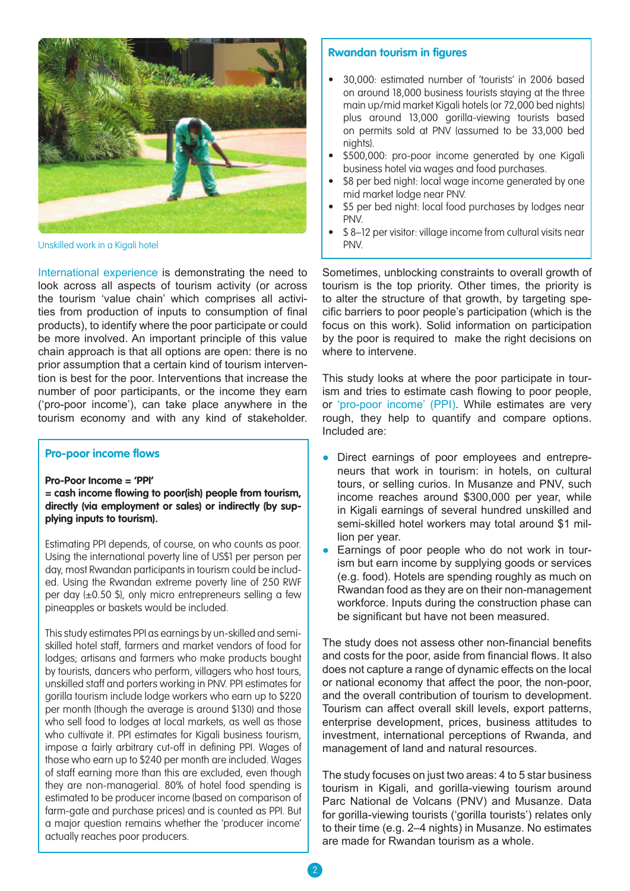Unskilled work in a Kigali hotel

International experience is demonstrating the need to look across all aspects of tourism activity (or across the tourism 'value chain' which comprises all activities from production of inputs to consumption of final products), to identify where the poor participate or could be more involved. An important principle of this value chain approach is that all options are open: there is no prior assumption that a certain kind of tourism intervention is best for the poor. Interventions that increase the number of poor participants, or the income they earn ('pro-poor income'), can take place anywhere in the tourism economy and with any kind of stakeholder.

## Pro-poor income flows

**Pro-Poor Income = 'PPI'**
**= cash income flowing to poor(ish) people from tourism, directly (via employment or sales) or indirectly (by supplying inputs to tourism).**

Estimating PPI depends, of course, on who counts as poor. Using the international poverty line of US$1 per person per day, most Rwandan participants in tourism could be included. Using the Rwandan extreme poverty line of 250 RWF per day (±0.50 $), only micro entrepreneurs selling a few pineapples or baskets would be included.

This study estimates PPI as earnings by un-skilled and semi-skilled hotel staff, farmers and market vendors of food for lodges; artisans and farmers who make products bought by tourists, dancers who perform, villagers who host tours, unskilled staff and porters working in PNV. PPI estimates for gorilla tourism include lodge workers who earn up to $220 per month (though the average is around $130) and those who sell food to lodges at local markets, as well as those who cultivate it. PPI estimates for Kigali business tourism, impose a fairly arbitrary cut-off in defining PPI. Wages of those who earn up to $240 per month are included. Wages of staff earning more than this are excluded, even though they are non-managerial. 80% of hotel food spending is estimated to be producer income (based on comparison of farm-gate and purchase prices) and is counted as PPI. But a major question remains whether the 'producer income' actually reaches poor producers.

## Rwandan tourism in figures

- 30,000: estimated number of 'tourists' in 2006 based on around 18,000 business tourists staying at the three main up/mid market Kigali hotels (or 72,000 bed nights) plus around 13,000 gorilla-viewing tourists based on permits sold at PNV (assumed to be 33,000 bed nights).
- $500,000: pro-poor income generated by one Kigali business hotel via wages and food purchases.
- $8 per bed night: local wage income generated by one mid market lodge near PNV.
- $5 per bed night: local food purchases by lodges near PNV.
- $ 8–12 per visitor: village income from cultural visits near PNV.

Sometimes, unblocking constraints to overall growth of tourism is the top priority. Other times, the priority is to alter the structure of that growth, by targeting specific barriers to poor people's participation (which is the focus on this work). Solid information on participation by the poor is required to make the right decisions on where to intervene.

This study looks at where the poor participate in tourism and tries to estimate cash flowing to poor people, or 'pro-poor income' (PPI). While estimates are very rough, they help to quantify and compare options. Included are:

- Direct earnings of poor employees and entrepreneurs that work in tourism: in hotels, on cultural tours, or selling curios. In Musanze and PNV, such income reaches around $300,000 per year, while in Kigali earnings of several hundred unskilled and semi-skilled hotel workers may total around $1 million per year.
- Earnings of poor people who do not work in tourism but earn income by supplying goods or services (e.g. food). Hotels are spending roughly as much on Rwandan food as they are on their non-management workforce. Inputs during the construction phase can be significant but have not been measured.

The study does not assess other non-financial benefits and costs for the poor, aside from financial flows. It also does not capture a range of dynamic effects on the local or national economy that affect the poor, the non-poor, and the overall contribution of tourism to development. Tourism can affect overall skill levels, export patterns, enterprise development, prices, business attitudes to investment, international perceptions of Rwanda, and management of land and natural resources.

The study focuses on just two areas: 4 to 5 star business tourism in Kigali, and gorilla-viewing tourism around Parc National de Volcans (PNV) and Musanze. Data for gorilla-viewing tourists ('gorilla tourists') relates only to their time (e.g. 2–4 nights) in Musanze. No estimates are made for Rwandan tourism as a whole.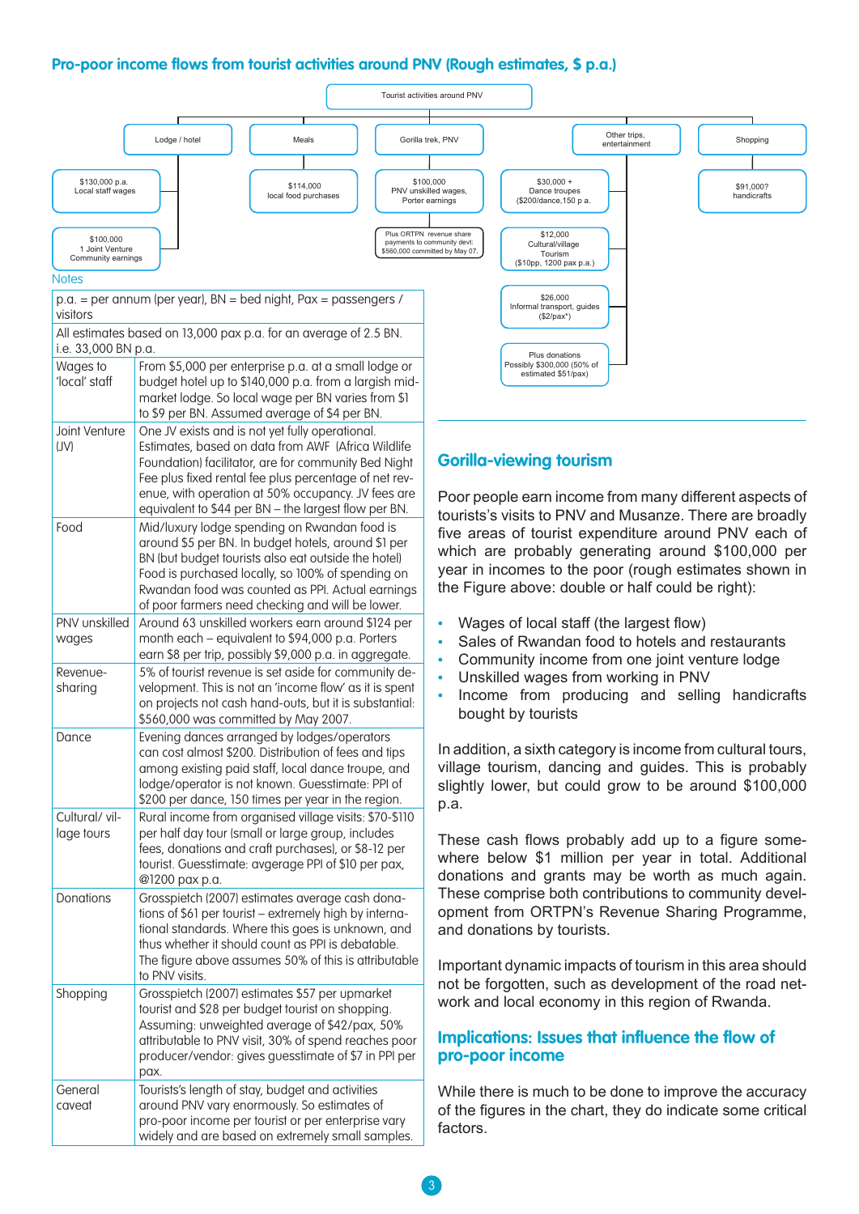## Pro-poor income flows from tourist activities around PNV (Rough estimates, $ p.a.)

Tourist activities around PNV

- Lodge / hotel
  - $130,000 p.a. Local staff wages
  - $100,000 1 Joint Venture Community earnings
- Meals
  - $114,000 local food purchases
- Gorilla trek, PNV
  - $100,000 PNV unskilled wages, Porter earnings
  - Plus ORTPN revenue share payments to community devt: $560,000 committed by May 07.
- Other trips, entertainment
  - $30,000 + Dance troupes ($200/dance,150 p a.
  - $12,000 Cultural/village Tourism ($10pp, 1200 pax p.a.)
  - $26,000 Informal transport, guides ($2/pax*)
  - Plus donations Possibly $300,000 (50% of estimated $51/pax)
- Shopping
  - $91,000? handicrafts

Notes

| | |
|---|---|
| p.a. = per annum (per year), BN = bed night, Pax = passengers / visitors | |
| All estimates based on 13,000 pax p.a. for an average of 2.5 BN. i.e. 33,000 BN p.a. | |
| Wages to 'local' staff | From $5,000 per enterprise p.a. at a small lodge or budget hotel up to $140,000 p.a. from a largish mid-market lodge. So local wage per BN varies from $1 to $9 per BN. Assumed average of $4 per BN. |
| Joint Venture (JV) | One JV exists and is not yet fully operational. Estimates, based on data from AWF (Africa Wildlife Foundation) facilitator, are for community Bed Night Fee plus fixed rental fee plus percentage of net revenue, with operation at 50% occupancy. JV fees are equivalent to $44 per BN – the largest flow per BN. |
| Food | Mid/luxury lodge spending on Rwandan food is around $5 per BN. In budget hotels, around $1 per BN (but budget tourists also eat outside the hotel) Food is purchased locally, so 100% of spending on Rwandan food was counted as PPI. Actual earnings of poor farmers need checking and will be lower. |
| PNV unskilled wages | Around 63 unskilled workers earn around $124 per month each – equivalent to $94,000 p.a. Porters earn $8 per trip, possibly $9,000 p.a. in aggregate. |
| Revenue-sharing | 5% of tourist revenue is set aside for community development. This is not an 'income flow' as it is spent on projects not cash hand-outs, but it is substantial: $560,000 was committed by May 2007. |
| Dance | Evening dances arranged by lodges/operators can cost almost $200. Distribution of fees and tips among existing paid staff, local dance troupe, and lodge/operator is not known. Guesstimate: PPI of $200 per dance, 150 times per year in the region. |
| Cultural/ village tours | Rural income from organised village visits: $70-$110 per half day tour (small or large group, includes fees, donations and craft purchases), or $8-12 per tourist. Guesstimate: avgerage PPI of $10 per pax, @1200 pax p.a. |
| Donations | Grosspietch (2007) estimates average cash donations of $61 per tourist – extremely high by international standards. Where this goes is unknown, and thus whether it should count as PPI is debatable. The figure above assumes 50% of this is attributable to PNV visits. |
| Shopping | Grosspietch (2007) estimates $57 per upmarket tourist and $28 per budget tourist on shopping. Assuming: unweighted average of $42/pax, 50% attributable to PNV visit, 30% of spend reaches poor producer/vendor: gives guesstimate of $7 in PPI per pax. |
| General caveat | Tourists's length of stay, budget and activities around PNV vary enormously. So estimates of pro-poor income per tourist or per enterprise vary widely and are based on extremely small samples. |

## Gorilla-viewing tourism

Poor people earn income from many different aspects of tourists's visits to PNV and Musanze. There are broadly five areas of tourist expenditure around PNV each of which are probably generating around $100,000 per year in incomes to the poor (rough estimates shown in the Figure above: double or half could be right):

- Wages of local staff (the largest flow)
- Sales of Rwandan food to hotels and restaurants
- Community income from one joint venture lodge
- Unskilled wages from working in PNV
- Income from producing and selling handicrafts bought by tourists

In addition, a sixth category is income from cultural tours, village tourism, dancing and guides. This is probably slightly lower, but could grow to be around $100,000 p.a.

These cash flows probably add up to a figure somewhere below $1 million per year in total. Additional donations and grants may be worth as much again. These comprise both contributions to community development from ORTPN's Revenue Sharing Programme, and donations by tourists.

Important dynamic impacts of tourism in this area should not be forgotten, such as development of the road network and local economy in this region of Rwanda.

## Implications: Issues that influence the flow of pro-poor income

While there is much to be done to improve the accuracy of the figures in the chart, they do indicate some critical factors.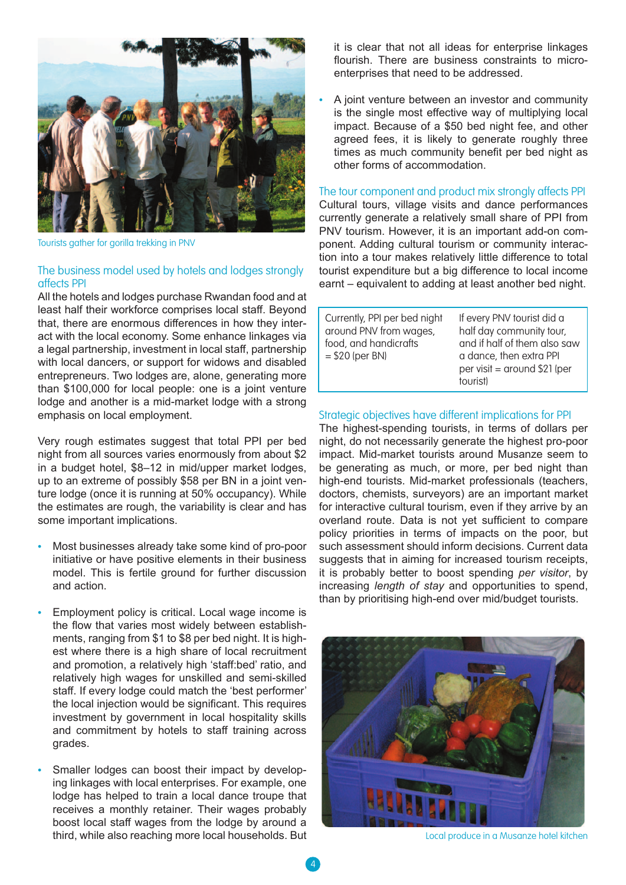Tourists gather for gorilla trekking in PNV

### The business model used by hotels and lodges strongly affects PPI

All the hotels and lodges purchase Rwandan food and at least half their workforce comprises local staff. Beyond that, there are enormous differences in how they interact with the local economy. Some enhance linkages via a legal partnership, investment in local staff, partnership with local dancers, or support for widows and disabled entrepreneurs. Two lodges are, alone, generating more than $100,000 for local people: one is a joint venture lodge and another is a mid-market lodge with a strong emphasis on local employment.

Very rough estimates suggest that total PPI per bed night from all sources varies enormously from about $2 in a budget hotel, $8–12 in mid/upper market lodges, up to an extreme of possibly $58 per BN in a joint venture lodge (once it is running at 50% occupancy). While the estimates are rough, the variability is clear and has some important implications.

- Most businesses already take some kind of pro-poor initiative or have positive elements in their business model. This is fertile ground for further discussion and action.
- Employment policy is critical. Local wage income is the flow that varies most widely between establishments, ranging from $1 to $8 per bed night. It is highest where there is a high share of local recruitment and promotion, a relatively high 'staff:bed' ratio, and relatively high wages for unskilled and semi-skilled staff. If every lodge could match the 'best performer' the local injection would be significant. This requires investment by government in local hospitality skills and commitment by hotels to staff training across grades.
- Smaller lodges can boost their impact by developing linkages with local enterprises. For example, one lodge has helped to train a local dance troupe that receives a monthly retainer. Their wages probably boost local staff wages from the lodge by around a third, while also reaching more local households. But it is clear that not all ideas for enterprise linkages flourish. There are business constraints to micro-enterprises that need to be addressed.
- A joint venture between an investor and community is the single most effective way of multiplying local impact. Because of a $50 bed night fee, and other agreed fees, it is likely to generate roughly three times as much community benefit per bed night as other forms of accommodation.

### The tour component and product mix strongly affects PPI

Cultural tours, village visits and dance performances currently generate a relatively small share of PPI from PNV tourism. However, it is an important add-on component. Adding cultural tourism or community interaction into a tour makes relatively little difference to total tourist expenditure but a big difference to local income earnt – equivalent to adding at least another bed night.

| Currently, PPI per bed night around PNV from wages, food, and handicrafts = $20 (per BN) | If every PNV tourist did a half day community tour, and if half of them also saw a dance, then extra PPI per visit = around $21 (per tourist) |
|---|---|

### Strategic objectives have different implications for PPI

The highest-spending tourists, in terms of dollars per night, do not necessarily generate the highest pro-poor impact. Mid-market tourists around Musanze seem to be generating as much, or more, per bed night than high-end tourists. Mid-market professionals (teachers, doctors, chemists, surveyors) are an important market for interactive cultural tourism, even if they arrive by an overland route. Data is not yet sufficient to compare policy priorities in terms of impacts on the poor, but such assessment should inform decisions. Current data suggests that in aiming for increased tourism receipts, it is probably better to boost spending *per visitor*, by increasing *length of stay* and opportunities to spend, than by prioritising high-end over mid/budget tourists.

Local produce in a Musanze hotel kitchen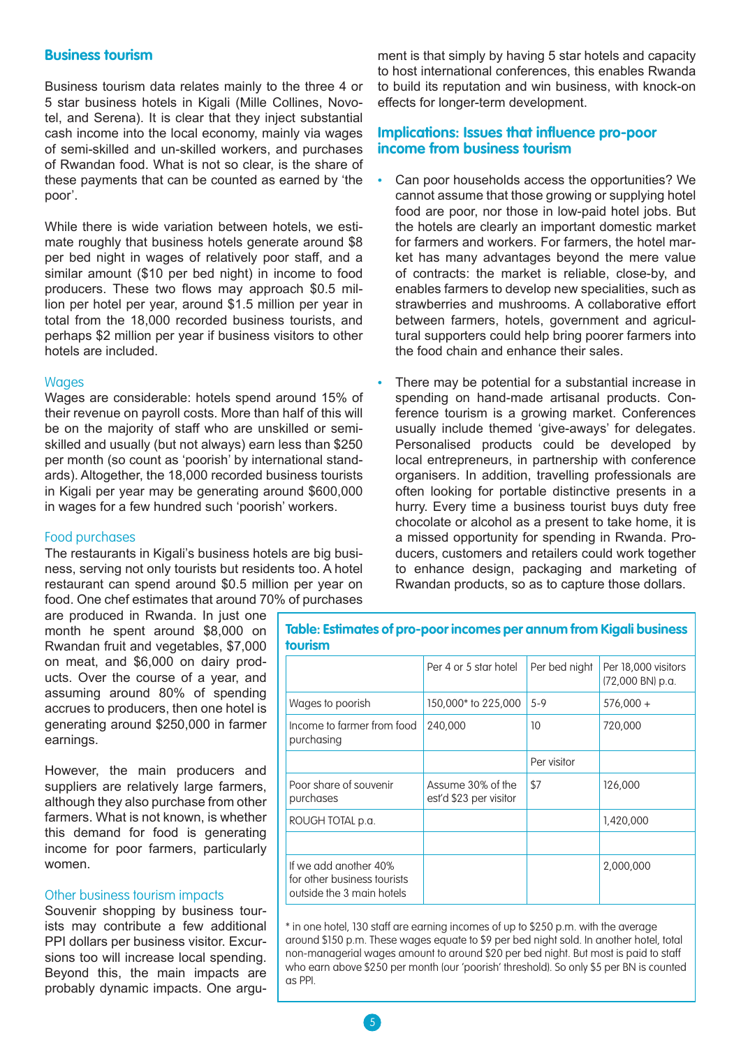## Business tourism

Business tourism data relates mainly to the three 4 or 5 star business hotels in Kigali (Mille Collines, Novotel, and Serena). It is clear that they inject substantial cash income into the local economy, mainly via wages of semi-skilled and un-skilled workers, and purchases of Rwandan food. What is not so clear, is the share of these payments that can be counted as earned by 'the poor'.

While there is wide variation between hotels, we estimate roughly that business hotels generate around $8 per bed night in wages of relatively poor staff, and a similar amount ($10 per bed night) in income to food producers. These two flows may approach $0.5 million per hotel per year, around $1.5 million per year in total from the 18,000 recorded business tourists, and perhaps $2 million per year if business visitors to other hotels are included.

### Wages

Wages are considerable: hotels spend around 15% of their revenue on payroll costs. More than half of this will be on the majority of staff who are unskilled or semi-skilled and usually (but not always) earn less than $250 per month (so count as 'poorish' by international standards). Altogether, the 18,000 recorded business tourists in Kigali per year may be generating around $600,000 in wages for a few hundred such 'poorish' workers.

### Food purchases

The restaurants in Kigali's business hotels are big business, serving not only tourists but residents too. A hotel restaurant can spend around $0.5 million per year on food. One chef estimates that around 70% of purchases are produced in Rwanda. In just one month he spent around $8,000 on Rwandan fruit and vegetables, $7,000 on meat, and $6,000 on dairy products. Over the course of a year, and assuming around 80% of spending accrues to producers, then one hotel is generating around $250,000 in farmer earnings.

However, the main producers and suppliers are relatively large farmers, although they also purchase from other farmers. What is not known, is whether this demand for food is generating income for poor farmers, particularly women.

### Other business tourism impacts

Souvenir shopping by business tourists may contribute a few additional PPI dollars per business visitor. Excursions too will increase local spending. Beyond this, the main impacts are probably dynamic impacts. One argument is that simply by having 5 star hotels and capacity to host international conferences, this enables Rwanda to build its reputation and win business, with knock-on effects for longer-term development.

## Implications: Issues that influence pro-poor income from business tourism

- Can poor households access the opportunities? We cannot assume that those growing or supplying hotel food are poor, nor those in low-paid hotel jobs. But the hotels are clearly an important domestic market for farmers and workers. For farmers, the hotel market has many advantages beyond the mere value of contracts: the market is reliable, close-by, and enables farmers to develop new specialities, such as strawberries and mushrooms. A collaborative effort between farmers, hotels, government and agricultural supporters could help bring poorer farmers into the food chain and enhance their sales.
- There may be potential for a substantial increase in spending on hand-made artisanal products. Conference tourism is a growing market. Conferences usually include themed 'give-aways' for delegates. Personalised products could be developed by local entrepreneurs, in partnership with conference organisers. In addition, travelling professionals are often looking for portable distinctive presents in a hurry. Every time a business tourist buys duty free chocolate or alcohol as a present to take home, it is a missed opportunity for spending in Rwanda. Producers, customers and retailers could work together to enhance design, packaging and marketing of Rwandan products, so as to capture those dollars.

**Table: Estimates of pro-poor incomes per annum from Kigali business tourism**

| | Per 4 or 5 star hotel | Per bed night | Per 18,000 visitors (72,000 BN) p.a. |
|---|---|---|---|
| Wages to poorish | 150,000* to 225,000 | 5-9 | 576,000 + |
| Income to farmer from food purchasing | 240,000 | 10 | 720,000 |
| | | Per visitor | |
| Poor share of souvenir purchases | Assume 30% of the est'd $23 per visitor | $7 | 126,000 |
| ROUGH TOTAL p.a. | | | 1,420,000 |
| | | | |
| If we add another 40% for other business tourists outside the 3 main hotels | | | 2,000,000 |

* in one hotel, 130 staff are earning incomes of up to $250 p.m. with the average around $150 p.m. These wages equate to $9 per bed night sold. In another hotel, total non-managerial wages amount to around $20 per bed night. But most is paid to staff who earn above $250 per month (our 'poorish' threshold). So only $5 per BN is counted as PPI.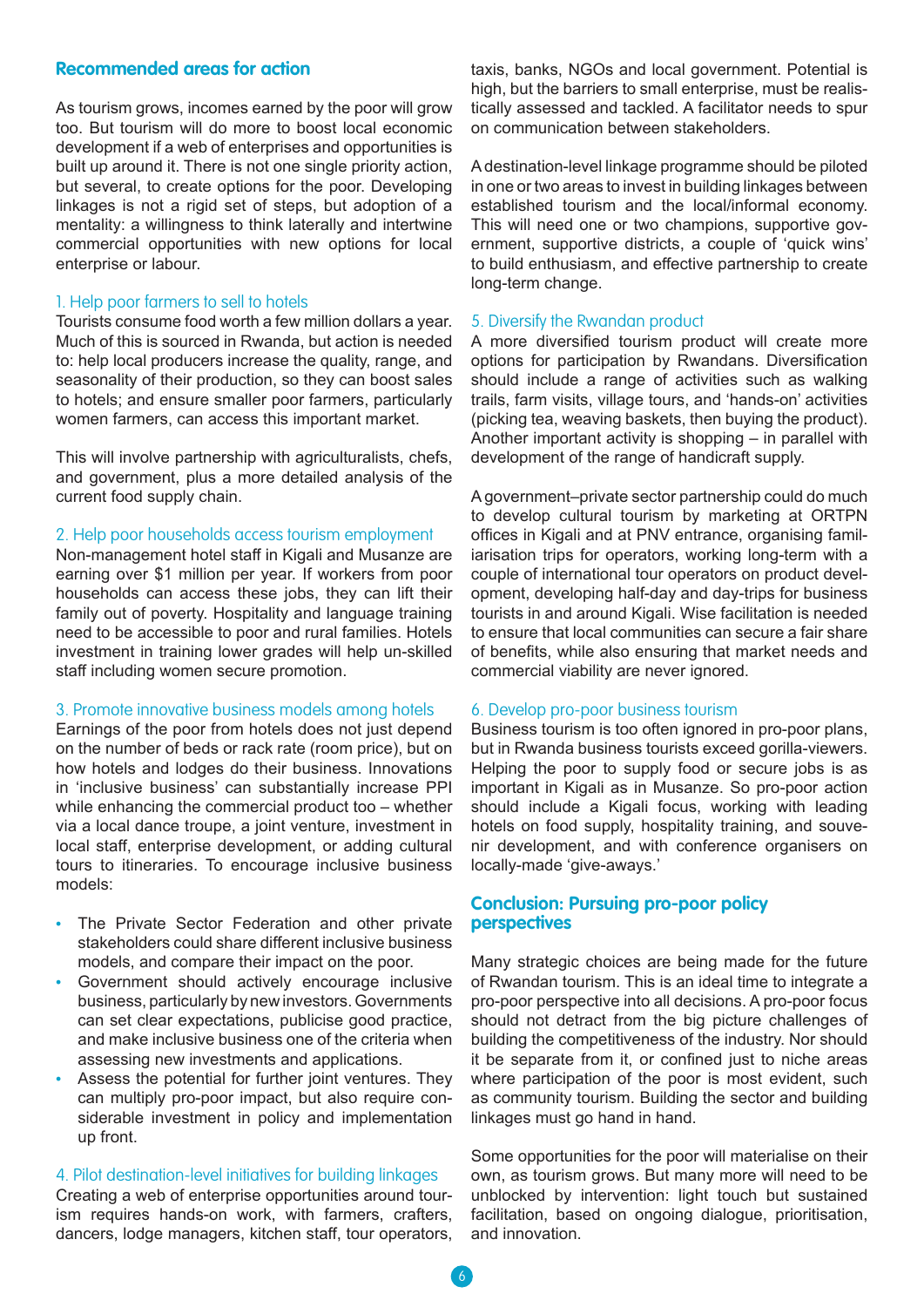## Recommended areas for action

As tourism grows, incomes earned by the poor will grow too. But tourism will do more to boost local economic development if a web of enterprises and opportunities is built up around it. There is not one single priority action, but several, to create options for the poor. Developing linkages is not a rigid set of steps, but adoption of a mentality: a willingness to think laterally and intertwine commercial opportunities with new options for local enterprise or labour.

### 1. Help poor farmers to sell to hotels

Tourists consume food worth a few million dollars a year. Much of this is sourced in Rwanda, but action is needed to: help local producers increase the quality, range, and seasonality of their production, so they can boost sales to hotels; and ensure smaller poor farmers, particularly women farmers, can access this important market.

This will involve partnership with agriculturalists, chefs, and government, plus a more detailed analysis of the current food supply chain.

### 2. Help poor households access tourism employment

Non-management hotel staff in Kigali and Musanze are earning over $1 million per year. If workers from poor households can access these jobs, they can lift their family out of poverty. Hospitality and language training need to be accessible to poor and rural families. Hotels investment in training lower grades will help un-skilled staff including women secure promotion.

### 3. Promote innovative business models among hotels

Earnings of the poor from hotels does not just depend on the number of beds or rack rate (room price), but on how hotels and lodges do their business. Innovations in 'inclusive business' can substantially increase PPI while enhancing the commercial product too – whether via a local dance troupe, a joint venture, investment in local staff, enterprise development, or adding cultural tours to itineraries. To encourage inclusive business models:

- The Private Sector Federation and other private stakeholders could share different inclusive business models, and compare their impact on the poor.
- Government should actively encourage inclusive business, particularly by new investors. Governments can set clear expectations, publicise good practice, and make inclusive business one of the criteria when assessing new investments and applications.
- Assess the potential for further joint ventures. They can multiply pro-poor impact, but also require considerable investment in policy and implementation up front.

### 4. Pilot destination-level initiatives for building linkages

Creating a web of enterprise opportunities around tourism requires hands-on work, with farmers, crafters, dancers, lodge managers, kitchen staff, tour operators, taxis, banks, NGOs and local government. Potential is high, but the barriers to small enterprise, must be realistically assessed and tackled. A facilitator needs to spur on communication between stakeholders.

A destination-level linkage programme should be piloted in one or two areas to invest in building linkages between established tourism and the local/informal economy. This will need one or two champions, supportive government, supportive districts, a couple of 'quick wins' to build enthusiasm, and effective partnership to create long-term change.

### 5. Diversify the Rwandan product

A more diversified tourism product will create more options for participation by Rwandans. Diversification should include a range of activities such as walking trails, farm visits, village tours, and 'hands-on' activities (picking tea, weaving baskets, then buying the product). Another important activity is shopping – in parallel with development of the range of handicraft supply.

A government–private sector partnership could do much to develop cultural tourism by marketing at ORTPN offices in Kigali and at PNV entrance, organising familiarisation trips for operators, working long-term with a couple of international tour operators on product development, developing half-day and day-trips for business tourists in and around Kigali. Wise facilitation is needed to ensure that local communities can secure a fair share of benefits, while also ensuring that market needs and commercial viability are never ignored.

### 6. Develop pro-poor business tourism

Business tourism is too often ignored in pro-poor plans, but in Rwanda business tourists exceed gorilla-viewers. Helping the poor to supply food or secure jobs is as important in Kigali as in Musanze. So pro-poor action should include a Kigali focus, working with leading hotels on food supply, hospitality training, and souvenir development, and with conference organisers on locally-made 'give-aways.'

## Conclusion: Pursuing pro-poor policy perspectives

Many strategic choices are being made for the future of Rwandan tourism. This is an ideal time to integrate a pro-poor perspective into all decisions. A pro-poor focus should not detract from the big picture challenges of building the competitiveness of the industry. Nor should it be separate from it, or confined just to niche areas where participation of the poor is most evident, such as community tourism. Building the sector and building linkages must go hand in hand.

Some opportunities for the poor will materialise on their own, as tourism grows. But many more will need to be unblocked by intervention: light touch but sustained facilitation, based on ongoing dialogue, prioritisation, and innovation.